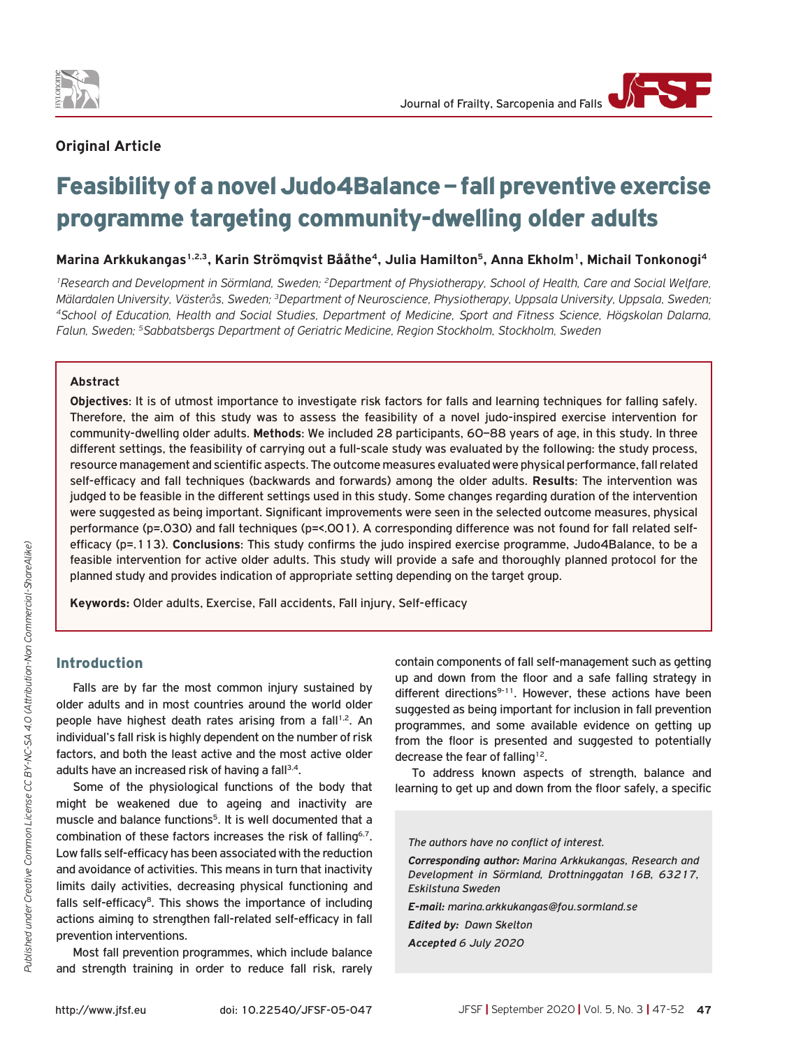**Original Article**

# Feasibility of a novel Judo4Balance – fall preventive exercise programme targeting community-dwelling older adults

**Marina Arkkukangas[1,2,3], Karin Strömqvist Bååthe[4], Julia Hamilton[5], Anna Ekholm[1], Michail Tonkonogi[4]**

*[1]Research and Development in Sörmland, Sweden; [2]Department of Physiotherapy, School of Health, Care and Social Welfare, Mälardalen University, Västerås, Sweden; [3]Department of Neuroscience, Physiotherapy, Uppsala University, Uppsala, Sweden; [4]School of Education, Health and Social Studies, Department of Medicine, Sport and Fitness Science, Högskolan Dalarna, Falun, Sweden; [5]Sabbatsbergs Department of Geriatric Medicine, Region Stockholm, Stockholm, Sweden*

### Abstract

**Objectives**: It is of utmost importance to investigate risk factors for falls and learning techniques for falling safely. Therefore, the aim of this study was to assess the feasibility of a novel judo-inspired exercise intervention for community-dwelling older adults. **Methods**: We included 28 participants, 60–88 years of age, in this study. In three different settings, the feasibility of carrying out a full-scale study was evaluated by the following: the study process, resource management and scientific aspects. The outcome measures evaluated were physical performance, fall related self-efficacy and fall techniques (backwards and forwards) among the older adults. **Results**: The intervention was judged to be feasible in the different settings used in this study. Some changes regarding duration of the intervention were suggested as being important. Significant improvements were seen in the selected outcome measures, physical performance (p=.030) and fall techniques (p=<.001). A corresponding difference was not found for fall related self-efficacy (p=.113). **Conclusions**: This study confirms the judo inspired exercise programme, Judo4Balance, to be a feasible intervention for active older adults. This study will provide a safe and thoroughly planned protocol for the planned study and provides indication of appropriate setting depending on the target group.

**Keywords:** Older adults, Exercise, Fall accidents, Fall injury, Self-efficacy

## Introduction

Falls are by far the most common injury sustained by older adults and in most countries around the world older people have highest death rates arising from a fall[1,2]. An individual's fall risk is highly dependent on the number of risk factors, and both the least active and the most active older adults have an increased risk of having a fall[3,4].

Some of the physiological functions of the body that might be weakened due to ageing and inactivity are muscle and balance functions[5]. It is well documented that a combination of these factors increases the risk of falling[6,7]. Low falls self-efficacy has been associated with the reduction and avoidance of activities. This means in turn that inactivity limits daily activities, decreasing physical functioning and falls self-efficacy[8]. This shows the importance of including actions aiming to strengthen fall-related self-efficacy in fall prevention interventions.

Most fall prevention programmes, which include balance and strength training in order to reduce fall risk, rarely contain components of fall self-management such as getting up and down from the floor and a safe falling strategy in different directions[9-11]. However, these actions have been suggested as being important for inclusion in fall prevention programmes, and some available evidence on getting up from the floor is presented and suggested to potentially decrease the fear of falling[12].

To address known aspects of strength, balance and learning to get up and down from the floor safely, a specific

*The authors have no conflict of interest.*

***Corresponding author:** Marina Arkkukangas, Research and Development in Sörmland, Drottninggatan 16B, 63217, Eskilstuna Sweden*

***E-mail:** marina.arkkukangas@fou.sormland.se*

***Edited by:** Dawn Skelton*

***Accepted** 6 July 2020*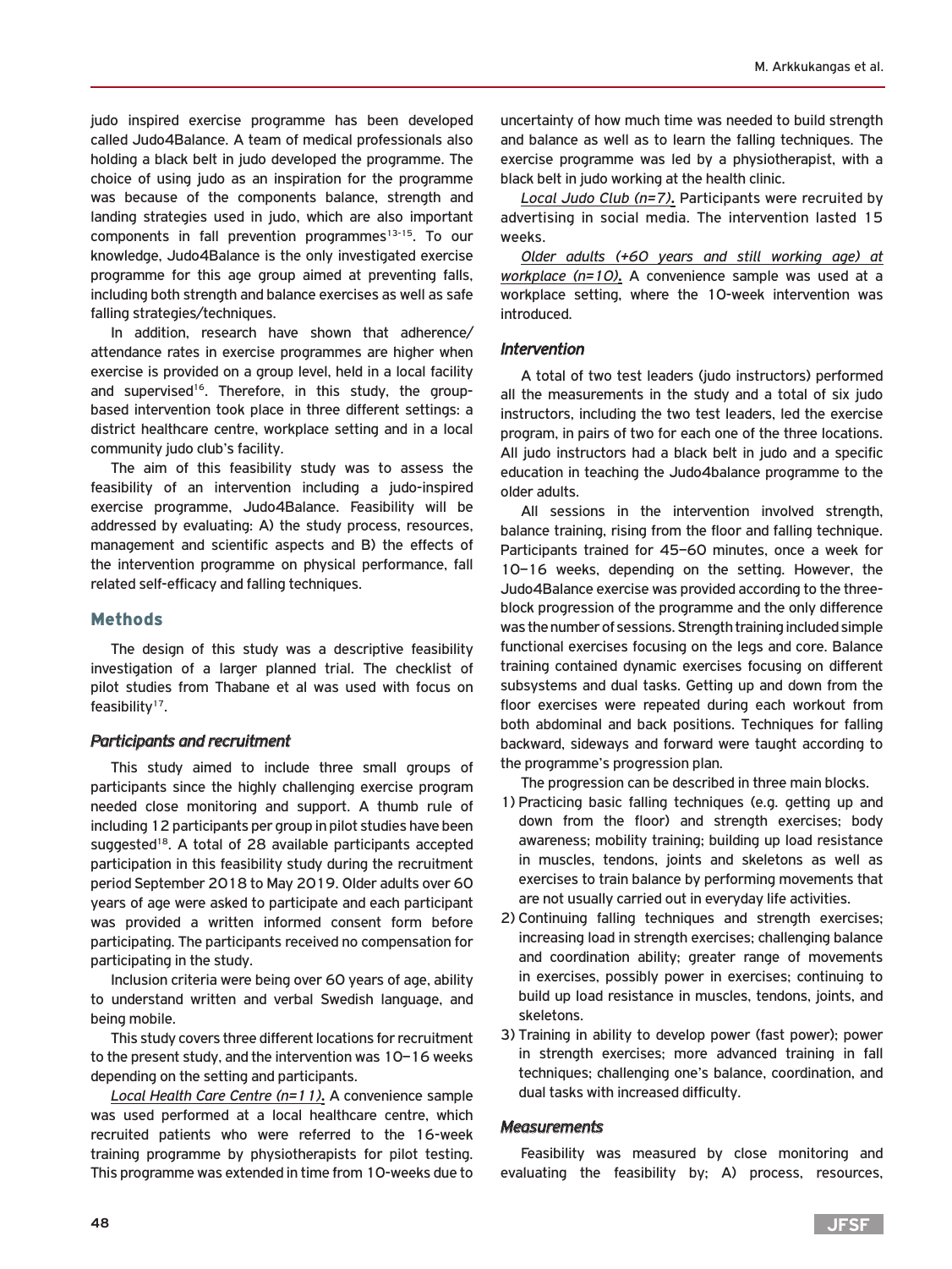judo inspired exercise programme has been developed called Judo4Balance. A team of medical professionals also holding a black belt in judo developed the programme. The choice of using judo as an inspiration for the programme was because of the components balance, strength and landing strategies used in judo, which are also important components in fall prevention programmes[13-15]. To our knowledge, Judo4Balance is the only investigated exercise programme for this age group aimed at preventing falls, including both strength and balance exercises as well as safe falling strategies/techniques.

In addition, research have shown that adherence/attendance rates in exercise programmes are higher when exercise is provided on a group level, held in a local facility and supervised[16]. Therefore, in this study, the group-based intervention took place in three different settings: a district healthcare centre, workplace setting and in a local community judo club's facility.

The aim of this feasibility study was to assess the feasibility of an intervention including a judo-inspired exercise programme, Judo4Balance. Feasibility will be addressed by evaluating: A) the study process, resources, management and scientific aspects and B) the effects of the intervention programme on physical performance, fall related self-efficacy and falling techniques.

## Methods

The design of this study was a descriptive feasibility investigation of a larger planned trial. The checklist of pilot studies from Thabane et al was used with focus on feasibility[17].

### *Participants and recruitment*

This study aimed to include three small groups of participants since the highly challenging exercise program needed close monitoring and support. A thumb rule of including 12 participants per group in pilot studies have been suggested[18]. A total of 28 available participants accepted participation in this feasibility study during the recruitment period September 2018 to May 2019. Older adults over 60 years of age were asked to participate and each participant was provided a written informed consent form before participating. The participants received no compensation for participating in the study.

Inclusion criteria were being over 60 years of age, ability to understand written and verbal Swedish language, and being mobile.

This study covers three different locations for recruitment to the present study, and the intervention was 10–16 weeks depending on the setting and participants.

*Local Health Care Centre (n=11).* A convenience sample was used performed at a local healthcare centre, which recruited patients who were referred to the 16-week training programme by physiotherapists for pilot testing. This programme was extended in time from 10-weeks due to uncertainty of how much time was needed to build strength and balance as well as to learn the falling techniques. The exercise programme was led by a physiotherapist, with a black belt in judo working at the health clinic.

*Local Judo Club (n=7).* Participants were recruited by advertising in social media. The intervention lasted 15 weeks.

*Older adults (+60 years and still working age) at workplace (n=10).* A convenience sample was used at a workplace setting, where the 10-week intervention was introduced.

### *Intervention*

A total of two test leaders (judo instructors) performed all the measurements in the study and a total of six judo instructors, including the two test leaders, led the exercise program, in pairs of two for each one of the three locations. All judo instructors had a black belt in judo and a specific education in teaching the Judo4balance programme to the older adults.

All sessions in the intervention involved strength, balance training, rising from the floor and falling technique. Participants trained for 45–60 minutes, once a week for 10–16 weeks, depending on the setting. However, the Judo4Balance exercise was provided according to the three-block progression of the programme and the only difference was the number of sessions. Strength training included simple functional exercises focusing on the legs and core. Balance training contained dynamic exercises focusing on different subsystems and dual tasks. Getting up and down from the floor exercises were repeated during each workout from both abdominal and back positions. Techniques for falling backward, sideways and forward were taught according to the programme's progression plan.

The progression can be described in three main blocks.

1) Practicing basic falling techniques (e.g. getting up and down from the floor) and strength exercises; body awareness; mobility training; building up load resistance in muscles, tendons, joints and skeletons as well as exercises to train balance by performing movements that are not usually carried out in everyday life activities.
2) Continuing falling techniques and strength exercises; increasing load in strength exercises; challenging balance and coordination ability; greater range of movements in exercises, possibly power in exercises; continuing to build up load resistance in muscles, tendons, joints, and skeletons.
3) Training in ability to develop power (fast power); power in strength exercises; more advanced training in fall techniques; challenging one's balance, coordination, and dual tasks with increased difficulty.

### *Measurements*

Feasibility was measured by close monitoring and evaluating the feasibility by; A) process, resources,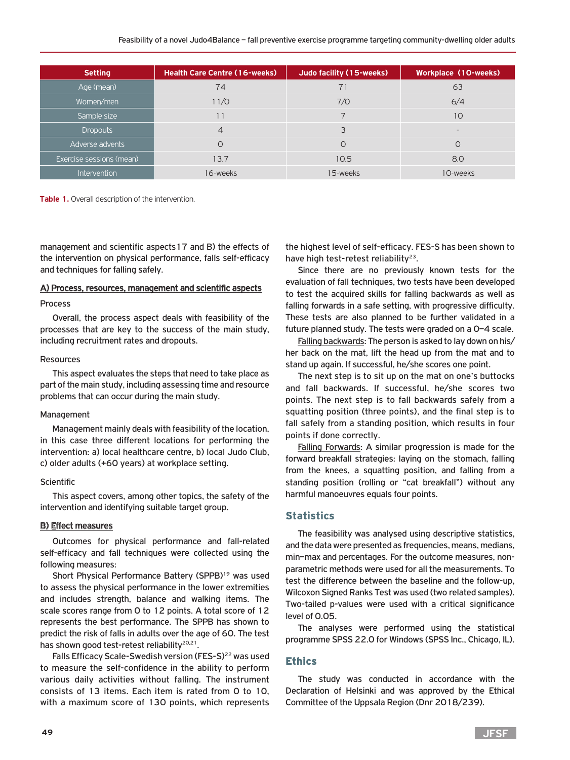| Setting | Health Care Centre (16-weeks) | Judo facility (15-weeks) | Workplace (10-weeks) |
|---|---|---|---|
| Age (mean) | 74 | 71 | 63 |
| Women/men | 11/0 | 7/0 | 6/4 |
| Sample size | 11 | 7 | 10 |
| Dropouts | 4 | 3 | - |
| Adverse advents | 0 | 0 | 0 |
| Exercise sessions (mean) | 13.7 | 10.5 | 8.0 |
| Intervention | 16-weeks | 15-weeks | 10-weeks |

**Table 1.** Overall description of the intervention.

management and scientific aspects17 and B) the effects of the intervention on physical performance, falls self-efficacy and techniques for falling safely.

#### A) Process, resources, management and scientific aspects

Process

Overall, the process aspect deals with feasibility of the processes that are key to the success of the main study, including recruitment rates and dropouts.

Resources

This aspect evaluates the steps that need to take place as part of the main study, including assessing time and resource problems that can occur during the main study.

Management

Management mainly deals with feasibility of the location, in this case three different locations for performing the intervention: a) local healthcare centre, b) local Judo Club, c) older adults (+60 years) at workplace setting.

Scientific

This aspect covers, among other topics, the safety of the intervention and identifying suitable target group.

#### B) Effect measures

Outcomes for physical performance and fall-related self-efficacy and fall techniques were collected using the following measures:

Short Physical Performance Battery (SPPB)[19] was used to assess the physical performance in the lower extremities and includes strength, balance and walking items. The scale scores range from 0 to 12 points. A total score of 12 represents the best performance. The SPPB has shown to predict the risk of falls in adults over the age of 60. The test has shown good test-retest reliability[20,21].

Falls Efficacy Scale-Swedish version (FES-S)[22] was used to measure the self-confidence in the ability to perform various daily activities without falling. The instrument consists of 13 items. Each item is rated from 0 to 10, with a maximum score of 130 points, which represents the highest level of self-efficacy. FES-S has been shown to have high test-retest reliability[23].

Since there are no previously known tests for the evaluation of fall techniques, two tests have been developed to test the acquired skills for falling backwards as well as falling forwards in a safe setting, with progressive difficulty. These tests are also planned to be further validated in a future planned study. The tests were graded on a 0–4 scale.

Falling backwards: The person is asked to lay down on his/her back on the mat, lift the head up from the mat and to stand up again. If successful, he/she scores one point.

The next step is to sit up on the mat on one's buttocks and fall backwards. If successful, he/she scores two points. The next step is to fall backwards safely from a squatting position (three points), and the final step is to fall safely from a standing position, which results in four points if done correctly.

Falling Forwards: A similar progression is made for the forward breakfall strategies: laying on the stomach, falling from the knees, a squatting position, and falling from a standing position (rolling or "cat breakfall") without any harmful manoeuvres equals four points.

## Statistics

The feasibility was analysed using descriptive statistics, and the data were presented as frequencies, means, medians, min–max and percentages. For the outcome measures, non-parametric methods were used for all the measurements. To test the difference between the baseline and the follow-up, Wilcoxon Signed Ranks Test was used (two related samples). Two-tailed p-values were used with a critical significance level of 0.05.

The analyses were performed using the statistical programme SPSS 22.0 for Windows (SPSS Inc., Chicago, IL).

## Ethics

The study was conducted in accordance with the Declaration of Helsinki and was approved by the Ethical Committee of the Uppsala Region (Dnr 2018/239).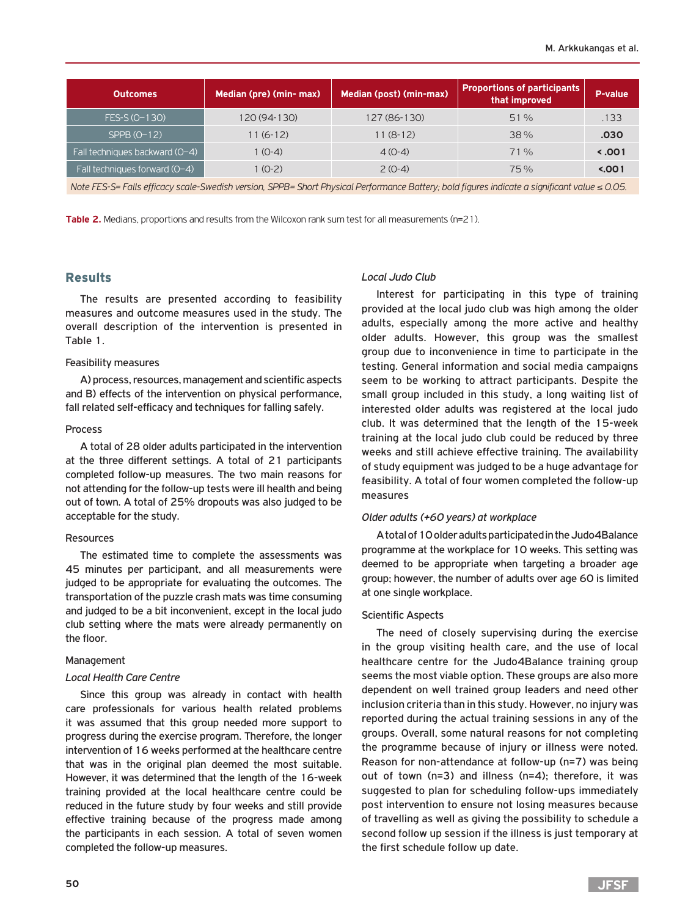| Outcomes | Median (pre) (min- max) | Median (post) (min-max) | Proportions of participants that improved | P-value |
|---|---|---|---|---|
| FES-S (0–130) | 120 (94-130) | 127 (86-130) | 51 % | .133 |
| SPPB (0–12) | 11 (6-12) | 11 (8-12) | 38 % | **.030** |
| Fall techniques backward (0–4) | 1 (0-4) | 4 (0-4) | 71 % | **< .001** |
| Fall techniques forward (0–4) | 1 (0-2) | 2 (0-4) | 75 % | **<.001** |

*Note FES-S= Falls efficacy scale-Swedish version, SPPB= Short Physical Performance Battery; bold figures indicate a significant value ≤ 0.05.*

**Table 2.** Medians, proportions and results from the Wilcoxon rank sum test for all measurements (n=21).

## Results

The results are presented according to feasibility measures and outcome measures used in the study. The overall description of the intervention is presented in Table 1.

### Feasibility measures

A) process, resources, management and scientific aspects and B) effects of the intervention on physical performance, fall related self-efficacy and techniques for falling safely.

### Process

A total of 28 older adults participated in the intervention at the three different settings. A total of 21 participants completed follow-up measures. The two main reasons for not attending for the follow-up tests were ill health and being out of town. A total of 25% dropouts was also judged to be acceptable for the study.

### Resources

The estimated time to complete the assessments was 45 minutes per participant, and all measurements were judged to be appropriate for evaluating the outcomes. The transportation of the puzzle crash mats was time consuming and judged to be a bit inconvenient, except in the local judo club setting where the mats were already permanently on the floor.

### Management

*Local Health Care Centre*

Since this group was already in contact with health care professionals for various health related problems it was assumed that this group needed more support to progress during the exercise program. Therefore, the longer intervention of 16 weeks performed at the healthcare centre that was in the original plan deemed the most suitable. However, it was determined that the length of the 16-week training provided at the local healthcare centre could be reduced in the future study by four weeks and still provide effective training because of the progress made among the participants in each session. A total of seven women completed the follow-up measures.

*Local Judo Club*

Interest for participating in this type of training provided at the local judo club was high among the older adults, especially among the more active and healthy older adults. However, this group was the smallest group due to inconvenience in time to participate in the testing. General information and social media campaigns seem to be working to attract participants. Despite the small group included in this study, a long waiting list of interested older adults was registered at the local judo club. It was determined that the length of the 15-week training at the local judo club could be reduced by three weeks and still achieve effective training. The availability of study equipment was judged to be a huge advantage for feasibility. A total of four women completed the follow-up measures

*Older adults (+60 years) at workplace*

A total of 10 older adults participated in the Judo4Balance programme at the workplace for 10 weeks. This setting was deemed to be appropriate when targeting a broader age group; however, the number of adults over age 60 is limited at one single workplace.

### Scientific Aspects

The need of closely supervising during the exercise in the group visiting health care, and the use of local healthcare centre for the Judo4Balance training group seems the most viable option. These groups are also more dependent on well trained group leaders and need other inclusion criteria than in this study. However, no injury was reported during the actual training sessions in any of the groups. Overall, some natural reasons for not completing the programme because of injury or illness were noted. Reason for non-attendance at follow-up (n=7) was being out of town (n=3) and illness (n=4); therefore, it was suggested to plan for scheduling follow-ups immediately post intervention to ensure not losing measures because of travelling as well as giving the possibility to schedule a second follow up session if the illness is just temporary at the first schedule follow up date.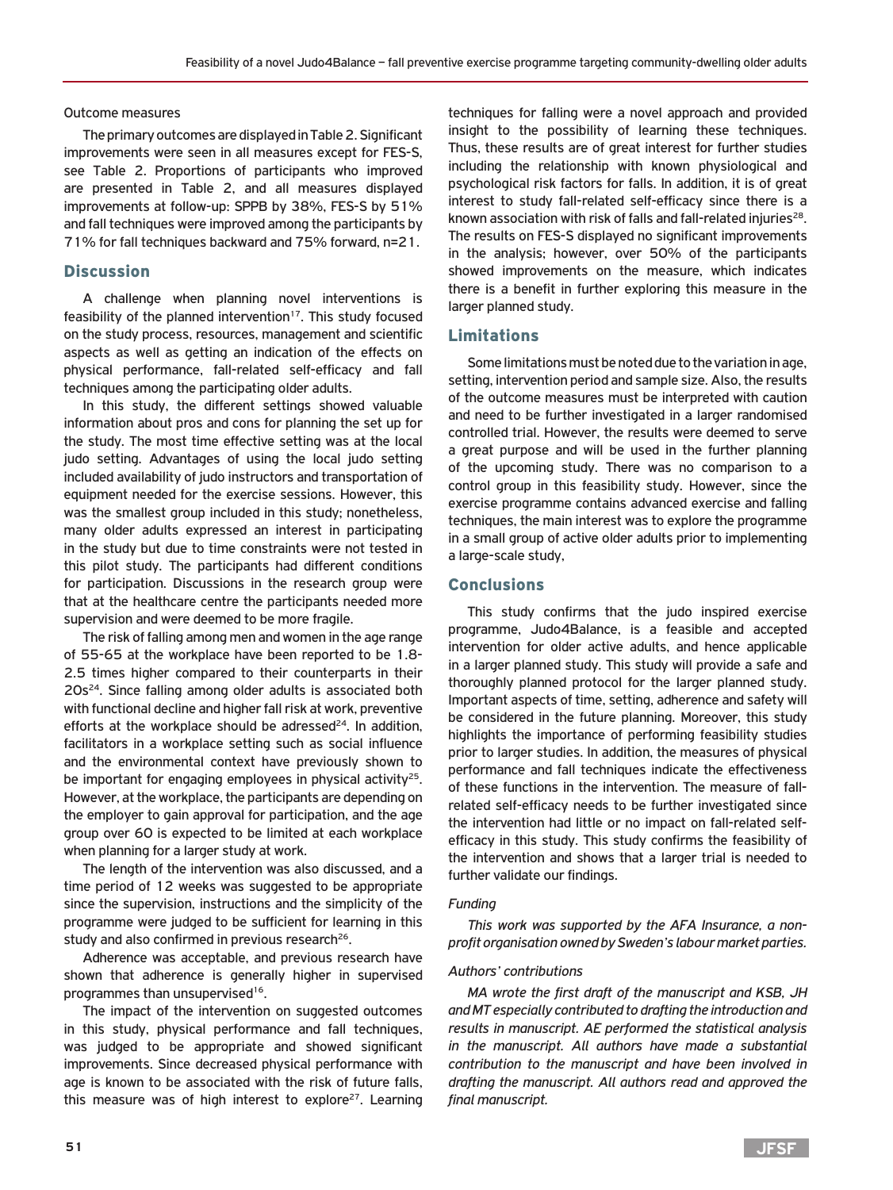Outcome measures

The primary outcomes are displayed in Table 2. Significant improvements were seen in all measures except for FES-S, see Table 2. Proportions of participants who improved are presented in Table 2, and all measures displayed improvements at follow-up: SPPB by 38%, FES-S by 51% and fall techniques were improved among the participants by 71% for fall techniques backward and 75% forward, n=21.

## Discussion

A challenge when planning novel interventions is feasibility of the planned intervention[17]. This study focused on the study process, resources, management and scientific aspects as well as getting an indication of the effects on physical performance, fall-related self-efficacy and fall techniques among the participating older adults.

In this study, the different settings showed valuable information about pros and cons for planning the set up for the study. The most time effective setting was at the local judo setting. Advantages of using the local judo setting included availability of judo instructors and transportation of equipment needed for the exercise sessions. However, this was the smallest group included in this study; nonetheless, many older adults expressed an interest in participating in the study but due to time constraints were not tested in this pilot study. The participants had different conditions for participation. Discussions in the research group were that at the healthcare centre the participants needed more supervision and were deemed to be more fragile.

The risk of falling among men and women in the age range of 55-65 at the workplace have been reported to be 1.8-2.5 times higher compared to their counterparts in their 20s[24]. Since falling among older adults is associated both with functional decline and higher fall risk at work, preventive efforts at the workplace should be adressed[24]. In addition, facilitators in a workplace setting such as social influence and the environmental context have previously shown to be important for engaging employees in physical activity[25]. However, at the workplace, the participants are depending on the employer to gain approval for participation, and the age group over 60 is expected to be limited at each workplace when planning for a larger study at work.

The length of the intervention was also discussed, and a time period of 12 weeks was suggested to be appropriate since the supervision, instructions and the simplicity of the programme were judged to be sufficient for learning in this study and also confirmed in previous research[26].

Adherence was acceptable, and previous research have shown that adherence is generally higher in supervised programmes than unsupervised[16].

The impact of the intervention on suggested outcomes in this study, physical performance and fall techniques, was judged to be appropriate and showed significant improvements. Since decreased physical performance with age is known to be associated with the risk of future falls, this measure was of high interest to explore[27]. Learning techniques for falling were a novel approach and provided insight to the possibility of learning these techniques. Thus, these results are of great interest for further studies including the relationship with known physiological and psychological risk factors for falls. In addition, it is of great interest to study fall-related self-efficacy since there is a known association with risk of falls and fall-related injuries[28]. The results on FES-S displayed no significant improvements in the analysis; however, over 50% of the participants showed improvements on the measure, which indicates there is a benefit in further exploring this measure in the larger planned study.

## Limitations

Some limitations must be noted due to the variation in age, setting, intervention period and sample size. Also, the results of the outcome measures must be interpreted with caution and need to be further investigated in a larger randomised controlled trial. However, the results were deemed to serve a great purpose and will be used in the further planning of the upcoming study. There was no comparison to a control group in this feasibility study. However, since the exercise programme contains advanced exercise and falling techniques, the main interest was to explore the programme in a small group of active older adults prior to implementing a large-scale study,

## Conclusions

This study confirms that the judo inspired exercise programme, Judo4Balance, is a feasible and accepted intervention for older active adults, and hence applicable in a larger planned study. This study will provide a safe and thoroughly planned protocol for the larger planned study. Important aspects of time, setting, adherence and safety will be considered in the future planning. Moreover, this study highlights the importance of performing feasibility studies prior to larger studies. In addition, the measures of physical performance and fall techniques indicate the effectiveness of these functions in the intervention. The measure of fall-related self-efficacy needs to be further investigated since the intervention had little or no impact on fall-related self-efficacy in this study. This study confirms the feasibility of the intervention and shows that a larger trial is needed to further validate our findings.

*Funding*

*This work was supported by the AFA Insurance, a non-profit organisation owned by Sweden's labour market parties.*

*Authors' contributions*

*MA wrote the first draft of the manuscript and KSB, JH and MT especially contributed to drafting the introduction and results in manuscript. AE performed the statistical analysis in the manuscript. All authors have made a substantial contribution to the manuscript and have been involved in drafting the manuscript. All authors read and approved the final manuscript.*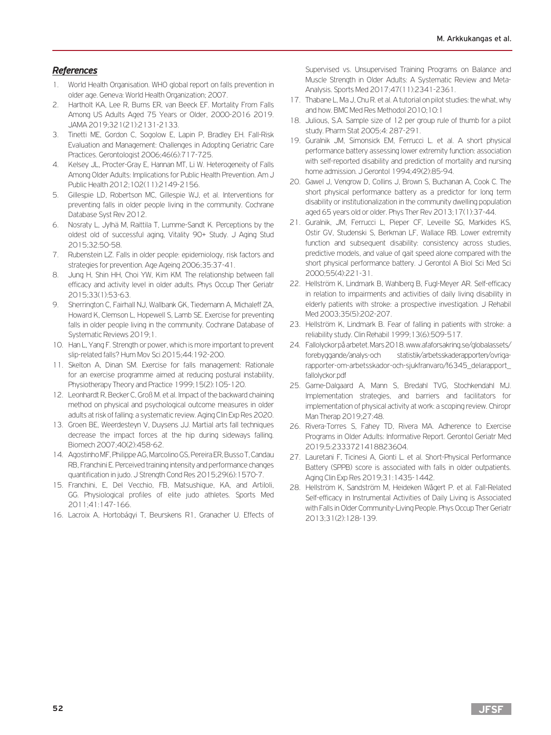## References

1. World Health Organisation. WHO global report on falls prevention in older age. Geneva: World Health Organization; 2007.
2. Hartholt KA, Lee R, Burns ER, van Beeck EF. Mortality From Falls Among US Adults Aged 75 Years or Older, 2000-2016 2019. JAMA 2019;321(21):2131-2133.
3. Tinetti ME, Gordon C, Sogolow E, Lapin P, Bradley EH. Fall-Risk Evaluation and Management: Challenges in Adopting Geriatric Care Practices. Gerontologist 2006;46(6):717-725.
4. Kelsey JL, Procter-Gray E, Hannan MT, Li W. Heterogeneity of Falls Among Older Adults: Implications for Public Health Prevention. Am J Public Health 2012;102(11):2149-2156.
5. Gillespie LD, Robertson MC, Gillespie WJ, et al. Interventions for preventing falls in older people living in the community. Cochrane Database Syst Rev 2012.
6. Nosraty L, Jylhä M, Raittila T, Lumme-Sandt K. Perceptions by the oldest old of successful aging, Vitality 90+ Study. J Aging Stud 2015;32:50-58.
7. Rubenstein LZ. Falls in older people: epidemiology, risk factors and strategies for prevention. Age Ageing 2006;35:37-41.
8. Jung H, Shin HH, Choi YW, Kim KM. The relationship between fall efficacy and activity level in older adults. Phys Occup Ther Geriatr 2015;33(1):53-63.
9. Sherrington C, Fairhall NJ, Wallbank GK, Tiedemann A, Michaleff ZA, Howard K, Clemson L, Hopewell S, Lamb SE. Exercise for preventing falls in older people living in the community. Cochrane Database of Systematic Reviews 2019;1.
10. Han L, Yang F. Strength or power, which is more important to prevent slip-related falls? Hum Mov Sci 2015;44:192-200.
11. Skelton A, Dinan SM. Exercise for falls management: Rationale for an exercise programme aimed at reducing postural instability, Physiotherapy Theory and Practice 1999;15(2):105-120.
12. Leonhardt R, Becker C, Groß M. et al. Impact of the backward chaining method on physical and psychological outcome measures in older adults at risk of falling: a systematic review. Aging Clin Exp Res 2020.
13. Groen BE, Weerdesteyn V, Duysens JJ. Martial arts fall techniques decrease the impact forces at the hip during sideways falling. Biomech 2007;40(2):458-62.
14. Agostinho MF, Philippe AG, Marcolino GS, Pereira ER, Busso T, Candau RB, Franchini E. Perceived training intensity and performance changes quantification in judo. J Strength Cond Res 2015;29(6):1570-7.
15. Franchini, E, Del Vecchio, FB, Matsushigue, KA, and Artiloli, GG. Physiological profiles of elite judo athletes. Sports Med 2011;41:147-166.
16. Lacroix A, Hortobágyi T, Beurskens R1, Granacher U. Effects of Supervised vs. Unsupervised Training Programs on Balance and Muscle Strength in Older Adults: A Systematic Review and Meta-Analysis. Sports Med 2017;47(11):2341-2361.
17. Thabane L, Ma J, Chu R. et al. A tutorial on pilot studies: the what, why and how. BMC Med Res Methodol 2010;10:1
18. Julious, S.A. Sample size of 12 per group rule of thumb for a pilot study. Pharm Stat 2005;4: 287-291.
19. Guralnik JM, Simonsick EM, Ferrucci L. et al. A short physical performance battery assessing lower extremity function: association with self-reported disability and prediction of mortality and nursing home admission. J Gerontol 1994;49(2):85-94.
20. Gawel J, Vengrow D, Collins J, Brown S, Buchanan A, Cook C. The short physical performance battery as a predictor for long term disability or institutionalization in the community dwelling population aged 65 years old or older. Phys Ther Rev 2013;17(1):37-44.
21. Guralnik, JM, Ferrucci L, Pieper CF, Leveille SG, Markides KS, Ostir GV, Studenski S, Berkman LF, Wallace RB. Lower extremity function and subsequent disability: consistency across studies, predictive models, and value of gait speed alone compared with the short physical performance battery. J Gerontol A Biol Sci Med Sci 2000;55(4):221-31.
22. Hellström K, Lindmark B, Wahlberg B, Fugl-Meyer AR. Self-efficacy in relation to impairments and activities of daily living disability in elderly patients with stroke: a prospective investigation. J Rehabil Med 2003;35(5):202-207.
23. Hellström K, Lindmark B. Fear of falling in patients with stroke: a reliability study. Clin Rehabil 1999;13(6):509-517.
24. Fallolyckor på arbetet. Mars 2018. www.afaforsakring.se/globalassets/forebyggande/analys-och statistik/arbetsskaderapporten/ovriga-rapporter-om-arbetsskador-och-sjukfranvaro/f6345_delarapport_fallolyckor.pdf
25. Garne-Dalgaard A, Mann S, Bredahl TVG, Stochkendahl MJ. Implementation strategies, and barriers and facilitators for implementation of physical activity at work: a scoping review. Chiropr Man Therap 2019;27:48.
26. Rivera-Torres S, Fahey TD, Rivera MA. Adherence to Exercise Programs in Older Adults: Informative Report. Gerontol Geriatr Med 2019;5:2333721418823604.
27. Lauretani F, Ticinesi A, Gionti L. et al. Short-Physical Performance Battery (SPPB) score is associated with falls in older outpatients. Aging Clin Exp Res 2019;31:1435-1442.
28. Hellström K, Sandström M, Heideken Wågert P. et al. Fall-Related Self-efficacy in Instrumental Activities of Daily Living is Associated with Falls in Older Community-Living People. Phys Occup Ther Geriatr 2013;31(2):128-139.